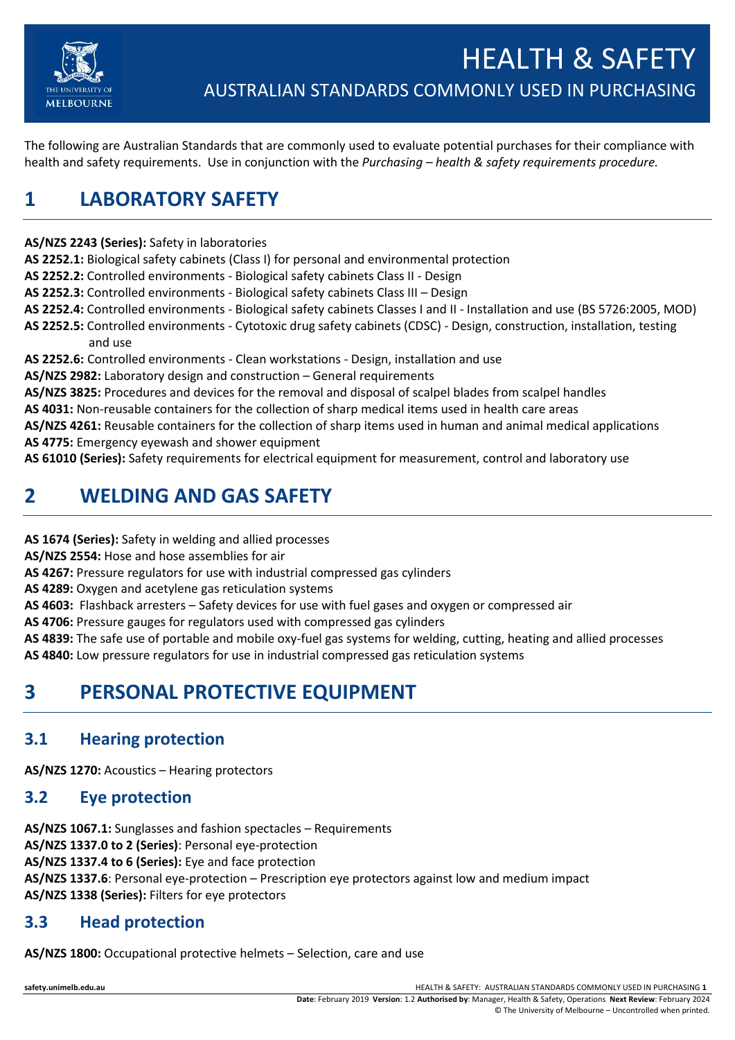# HEALTH & SAFETY

## AUSTRALIAN STANDARDS COMMONLY USED IN PURCHASING

The following are Australian Standards that are commonly used to evaluate potential purchases for their compliance with health and safety requirements. Use in conjunction with the *Purchasing – health & safety requirements procedure.*

## 1 LABORATORY SAFETY

**AS/NZS 2243 (Series):** Safety in laboratories
**AS 2252.1:** Biological safety cabinets (Class I) for personal and environmental protection
**AS 2252.2:** Controlled environments - Biological safety cabinets Class II - Design
**AS 2252.3:** Controlled environments - Biological safety cabinets Class III – Design
**AS 2252.4:** Controlled environments - Biological safety cabinets Classes I and II - Installation and use (BS 5726:2005, MOD)
**AS 2252.5:** Controlled environments - Cytotoxic drug safety cabinets (CDSC) - Design, construction, installation, testing and use
**AS 2252.6:** Controlled environments - Clean workstations - Design, installation and use
**AS/NZS 2982:** Laboratory design and construction – General requirements
**AS/NZS 3825:** Procedures and devices for the removal and disposal of scalpel blades from scalpel handles
**AS 4031:** Non-reusable containers for the collection of sharp medical items used in health care areas
**AS/NZS 4261:** Reusable containers for the collection of sharp items used in human and animal medical applications
**AS 4775:** Emergency eyewash and shower equipment
**AS 61010 (Series):** Safety requirements for electrical equipment for measurement, control and laboratory use

## 2 WELDING AND GAS SAFETY

**AS 1674 (Series):** Safety in welding and allied processes
**AS/NZS 2554:** Hose and hose assemblies for air
**AS 4267:** Pressure regulators for use with industrial compressed gas cylinders
**AS 4289:** Oxygen and acetylene gas reticulation systems
**AS 4603:** Flashback arresters – Safety devices for use with fuel gases and oxygen or compressed air
**AS 4706:** Pressure gauges for regulators used with compressed gas cylinders
**AS 4839:** The safe use of portable and mobile oxy-fuel gas systems for welding, cutting, heating and allied processes
**AS 4840:** Low pressure regulators for use in industrial compressed gas reticulation systems

## 3 PERSONAL PROTECTIVE EQUIPMENT

### 3.1 Hearing protection

**AS/NZS 1270:** Acoustics – Hearing protectors

### 3.2 Eye protection

**AS/NZS 1067.1:** Sunglasses and fashion spectacles – Requirements
**AS/NZS 1337.0 to 2 (Series)**: Personal eye-protection
**AS/NZS 1337.4 to 6 (Series):** Eye and face protection
**AS/NZS 1337.6**: Personal eye-protection – Prescription eye protectors against low and medium impact
**AS/NZS 1338 (Series):** Filters for eye protectors

### 3.3 Head protection

**AS/NZS 1800:** Occupational protective helmets – Selection, care and use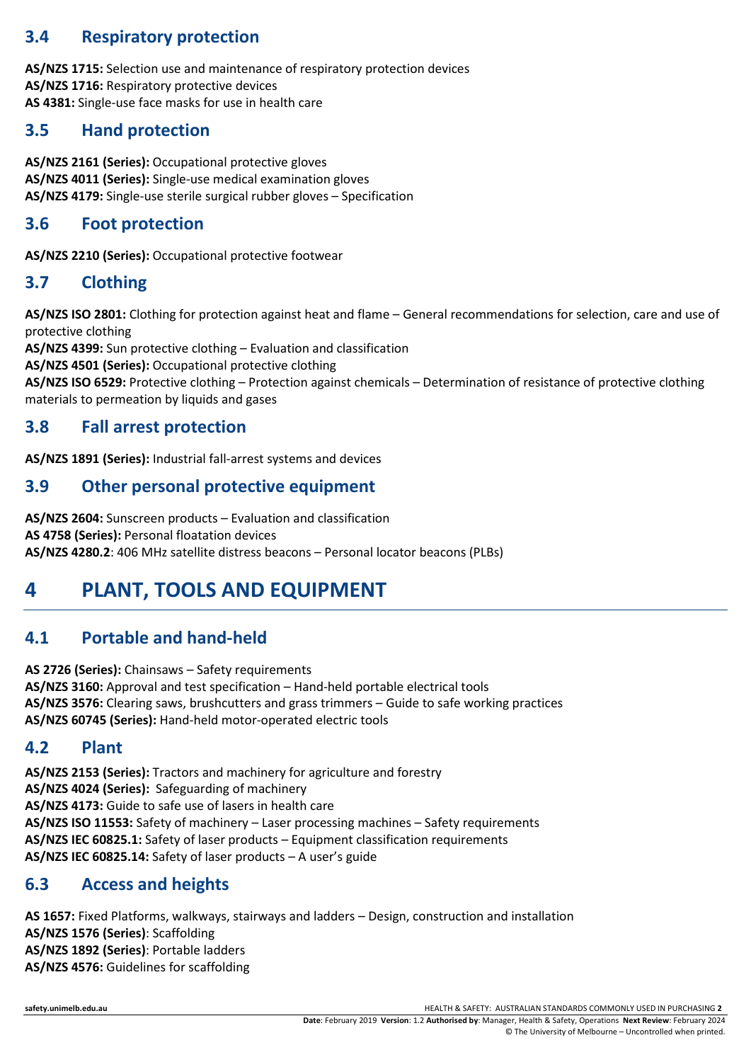## 3.4 Respiratory protection

**AS/NZS 1715:** Selection use and maintenance of respiratory protection devices
**AS/NZS 1716:** Respiratory protective devices
**AS 4381:** Single-use face masks for use in health care

## 3.5 Hand protection

**AS/NZS 2161 (Series):** Occupational protective gloves
**AS/NZS 4011 (Series):** Single-use medical examination gloves
**AS/NZS 4179:** Single-use sterile surgical rubber gloves – Specification

## 3.6 Foot protection

**AS/NZS 2210 (Series):** Occupational protective footwear

## 3.7 Clothing

**AS/NZS ISO 2801:** Clothing for protection against heat and flame – General recommendations for selection, care and use of protective clothing
**AS/NZS 4399:** Sun protective clothing – Evaluation and classification
**AS/NZS 4501 (Series):** Occupational protective clothing
**AS/NZS ISO 6529:** Protective clothing – Protection against chemicals – Determination of resistance of protective clothing materials to permeation by liquids and gases

## 3.8 Fall arrest protection

**AS/NZS 1891 (Series):** Industrial fall-arrest systems and devices

## 3.9 Other personal protective equipment

**AS/NZS 2604:** Sunscreen products – Evaluation and classification
**AS 4758 (Series):** Personal floatation devices
**AS/NZS 4280.2**: 406 MHz satellite distress beacons – Personal locator beacons (PLBs)

# 4 PLANT, TOOLS AND EQUIPMENT

## 4.1 Portable and hand-held

**AS 2726 (Series):** Chainsaws – Safety requirements
**AS/NZS 3160:** Approval and test specification – Hand-held portable electrical tools
**AS/NZS 3576:** Clearing saws, brushcutters and grass trimmers – Guide to safe working practices
**AS/NZS 60745 (Series):** Hand-held motor-operated electric tools

## 4.2 Plant

**AS/NZS 2153 (Series):** Tractors and machinery for agriculture and forestry
**AS/NZS 4024 (Series):** Safeguarding of machinery
**AS/NZS 4173:** Guide to safe use of lasers in health care
**AS/NZS ISO 11553:** Safety of machinery – Laser processing machines – Safety requirements
**AS/NZS IEC 60825.1:** Safety of laser products – Equipment classification requirements
**AS/NZS IEC 60825.14:** Safety of laser products – A user's guide

## 6.3 Access and heights

**AS 1657:** Fixed Platforms, walkways, stairways and ladders – Design, construction and installation
**AS/NZS 1576 (Series)**: Scaffolding
**AS/NZS 1892 (Series)**: Portable ladders
**AS/NZS 4576:** Guidelines for scaffolding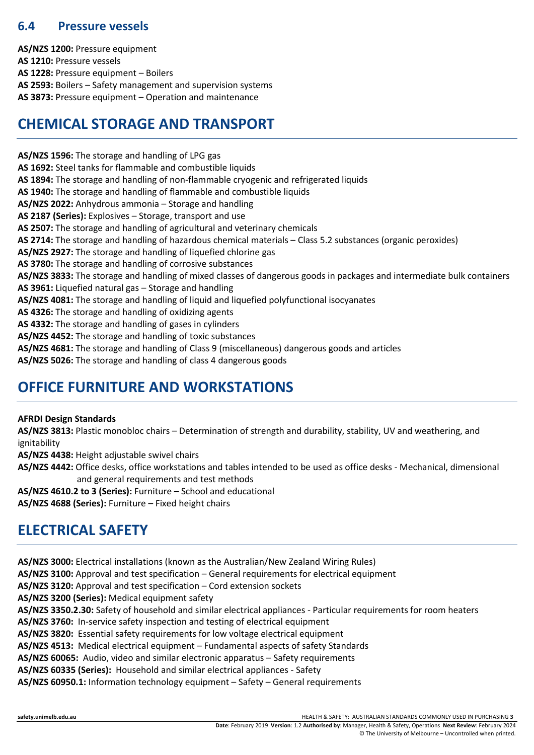### 6.4 Pressure vessels

**AS/NZS 1200:** Pressure equipment
**AS 1210:** Pressure vessels
**AS 1228:** Pressure equipment – Boilers
**AS 2593:** Boilers – Safety management and supervision systems
**AS 3873:** Pressure equipment – Operation and maintenance

## CHEMICAL STORAGE AND TRANSPORT

**AS/NZS 1596:** The storage and handling of LPG gas
**AS 1692:** Steel tanks for flammable and combustible liquids
**AS 1894:** The storage and handling of non-flammable cryogenic and refrigerated liquids
**AS 1940:** The storage and handling of flammable and combustible liquids
**AS/NZS 2022:** Anhydrous ammonia – Storage and handling
**AS 2187 (Series):** Explosives – Storage, transport and use
**AS 2507:** The storage and handling of agricultural and veterinary chemicals
**AS 2714:** The storage and handling of hazardous chemical materials – Class 5.2 substances (organic peroxides)
**AS/NZS 2927:** The storage and handling of liquefied chlorine gas
**AS 3780:** The storage and handling of corrosive substances
**AS/NZS 3833:** The storage and handling of mixed classes of dangerous goods in packages and intermediate bulk containers
**AS 3961:** Liquefied natural gas – Storage and handling
**AS/NZS 4081:** The storage and handling of liquid and liquefied polyfunctional isocyanates
**AS 4326:** The storage and handling of oxidizing agents
**AS 4332:** The storage and handling of gases in cylinders
**AS/NZS 4452:** The storage and handling of toxic substances
**AS/NZS 4681:** The storage and handling of Class 9 (miscellaneous) dangerous goods and articles
**AS/NZS 5026:** The storage and handling of class 4 dangerous goods

## OFFICE FURNITURE AND WORKSTATIONS

**AFRDI Design Standards**
**AS/NZS 3813:** Plastic monobloc chairs – Determination of strength and durability, stability, UV and weathering, and ignitability
**AS/NZS 4438:** Height adjustable swivel chairs
**AS/NZS 4442:** Office desks, office workstations and tables intended to be used as office desks - Mechanical, dimensional and general requirements and test methods
**AS/NZS 4610.2 to 3 (Series):** Furniture – School and educational
**AS/NZS 4688 (Series):** Furniture – Fixed height chairs

## ELECTRICAL SAFETY

**AS/NZS 3000:** Electrical installations (known as the Australian/New Zealand Wiring Rules)
**AS/NZS 3100:** Approval and test specification – General requirements for electrical equipment
**AS/NZS 3120:** Approval and test specification – Cord extension sockets
**AS/NZS 3200 (Series):** Medical equipment safety
**AS/NZS 3350.2.30:** Safety of household and similar electrical appliances - Particular requirements for room heaters
**AS/NZS 3760:** In-service safety inspection and testing of electrical equipment
**AS/NZS 3820:** Essential safety requirements for low voltage electrical equipment
**AS/NZS 4513:** Medical electrical equipment – Fundamental aspects of safety Standards
**AS/NZS 60065:** Audio, video and similar electronic apparatus – Safety requirements
**AS/NZS 60335 (Series):** Household and similar electrical appliances - Safety
**AS/NZS 60950.1:** Information technology equipment – Safety – General requirements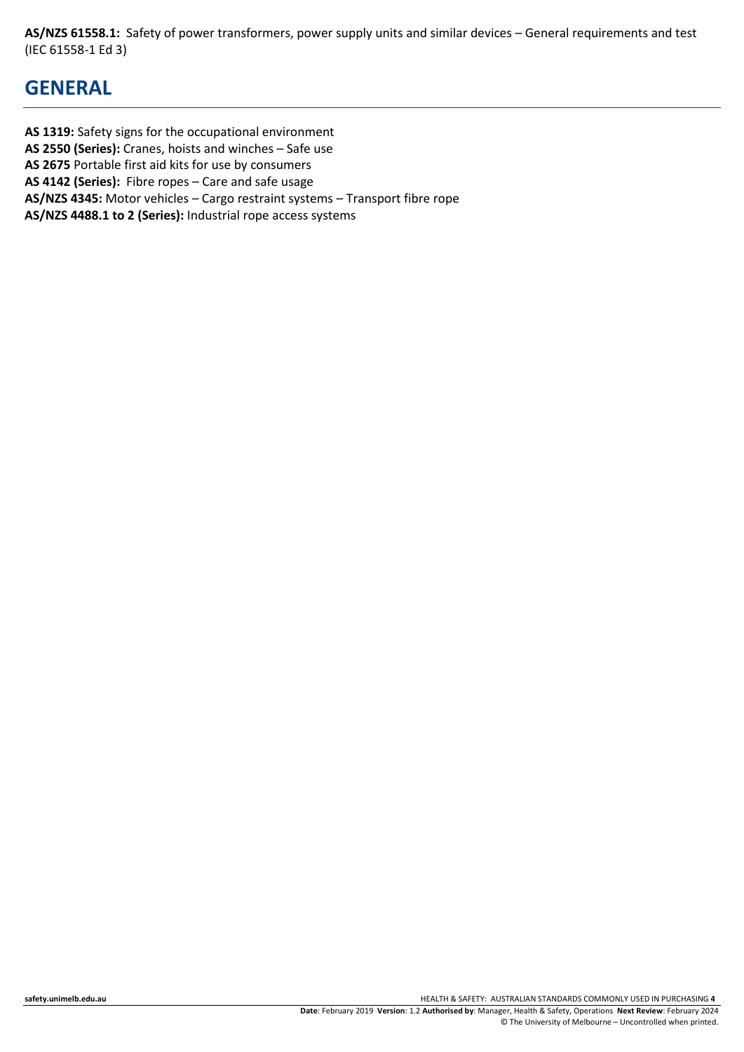**AS/NZS 61558.1:** Safety of power transformers, power supply units and similar devices – General requirements and test (IEC 61558-1 Ed 3)

## GENERAL

**AS 1319:** Safety signs for the occupational environment
**AS 2550 (Series):** Cranes, hoists and winches – Safe use
**AS 2675** Portable first aid kits for use by consumers
**AS 4142 (Series):** Fibre ropes – Care and safe usage
**AS/NZS 4345:** Motor vehicles – Cargo restraint systems – Transport fibre rope
**AS/NZS 4488.1 to 2 (Series):** Industrial rope access systems